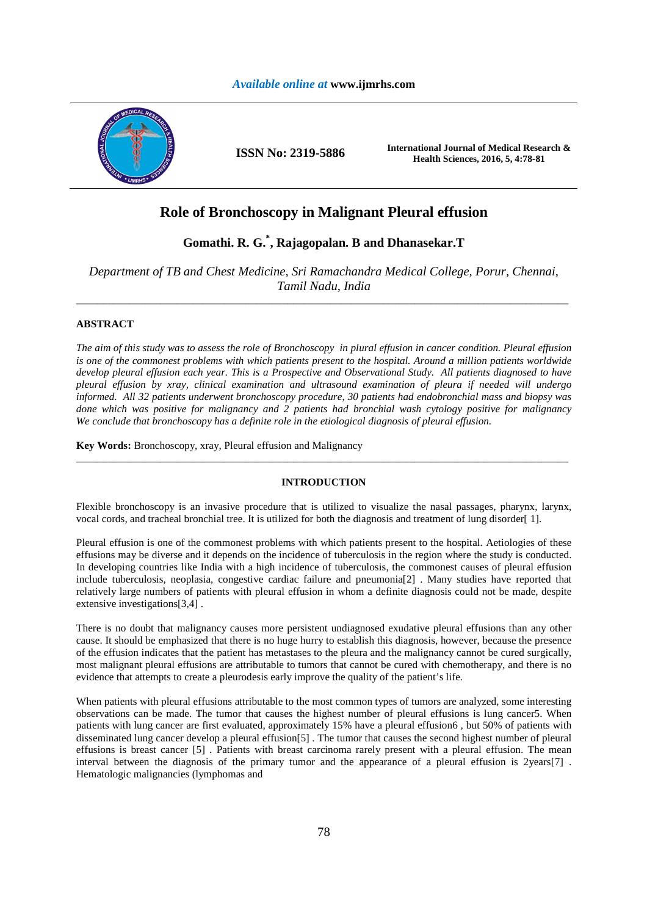*Available online at* **www.ijmrhs.com**

**ISSN No: 2319-5886**

**International Journal of Medical Research & Health Sciences, 2016, 5, 4:78-81**

# Role of Bronchoscopy in Malignant Pleural effusion

## Gomathi. R. G.*, Rajagopalan. B and Dhanasekar.T

*Department of TB and Chest Medicine, Sri Ramachandra Medical College, Porur, Chennai, Tamil Nadu, India*

---

### ABSTRACT

*The aim of this study was to assess the role of Bronchoscopy in plural effusion in cancer condition. Pleural effusion is one of the commonest problems with which patients present to the hospital. Around a million patients worldwide develop pleural effusion each year. This is a Prospective and Observational Study. All patients diagnosed to have pleural effusion by xray, clinical examination and ultrasound examination of pleura if needed will undergo informed. All 32 patients underwent bronchoscopy procedure, 30 patients had endobronchial mass and biopsy was done which was positive for malignancy and 2 patients had bronchial wash cytology positive for malignancy We conclude that bronchoscopy has a definite role in the etiological diagnosis of pleural effusion.*

**Key Words:** Bronchoscopy, xray, Pleural effusion and Malignancy

---

### INTRODUCTION

Flexible bronchoscopy is an invasive procedure that is utilized to visualize the nasal passages, pharynx, larynx, vocal cords, and tracheal bronchial tree. It is utilized for both the diagnosis and treatment of lung disorder[ 1].

Pleural effusion is one of the commonest problems with which patients present to the hospital. Aetiologies of these effusions may be diverse and it depends on the incidence of tuberculosis in the region where the study is conducted. In developing countries like India with a high incidence of tuberculosis, the commonest causes of pleural effusion include tuberculosis, neoplasia, congestive cardiac failure and pneumonia[2] . Many studies have reported that relatively large numbers of patients with pleural effusion in whom a definite diagnosis could not be made, despite extensive investigations[3,4] .

There is no doubt that malignancy causes more persistent undiagnosed exudative pleural effusions than any other cause. It should be emphasized that there is no huge hurry to establish this diagnosis, however, because the presence of the effusion indicates that the patient has metastases to the pleura and the malignancy cannot be cured surgically, most malignant pleural effusions are attributable to tumors that cannot be cured with chemotherapy, and there is no evidence that attempts to create a pleurodesis early improve the quality of the patient's life.

When patients with pleural effusions attributable to the most common types of tumors are analyzed, some interesting observations can be made. The tumor that causes the highest number of pleural effusions is lung cancer5. When patients with lung cancer are first evaluated, approximately 15% have a pleural effusion6 , but 50% of patients with disseminated lung cancer develop a pleural effusion[5] . The tumor that causes the second highest number of pleural effusions is breast cancer [5] . Patients with breast carcinoma rarely present with a pleural effusion. The mean interval between the diagnosis of the primary tumor and the appearance of a pleural effusion is 2years[7] . Hematologic malignancies (lymphomas and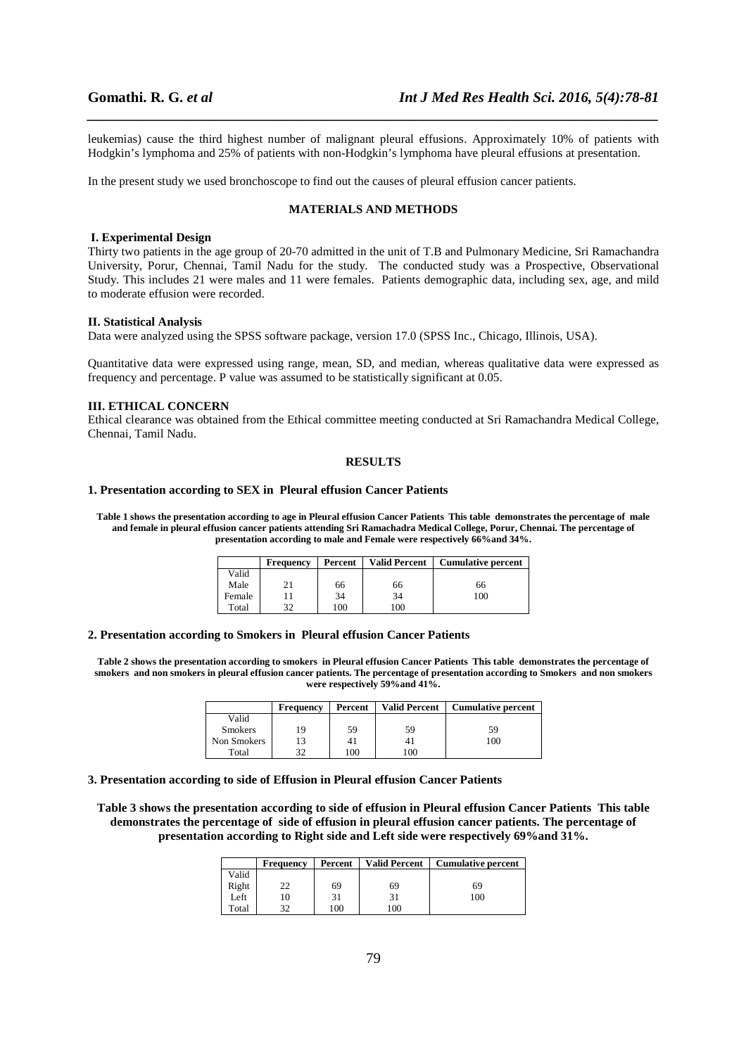leukemias) cause the third highest number of malignant pleural effusions. Approximately 10% of patients with Hodgkin's lymphoma and 25% of patients with non-Hodgkin's lymphoma have pleural effusions at presentation.

In the present study we used bronchoscope to find out the causes of pleural effusion cancer patients.

## MATERIALS AND METHODS

### I. Experimental Design

Thirty two patients in the age group of 20-70 admitted in the unit of T.B and Pulmonary Medicine, Sri Ramachandra University, Porur, Chennai, Tamil Nadu for the study. The conducted study was a Prospective, Observational Study. This includes 21 were males and 11 were females. Patients demographic data, including sex, age, and mild to moderate effusion were recorded.

### II. Statistical Analysis

Data were analyzed using the SPSS software package, version 17.0 (SPSS Inc., Chicago, Illinois, USA).

Quantitative data were expressed using range, mean, SD, and median, whereas qualitative data were expressed as frequency and percentage. P value was assumed to be statistically significant at 0.05.

### III. ETHICAL CONCERN

Ethical clearance was obtained from the Ethical committee meeting conducted at Sri Ramachandra Medical College, Chennai, Tamil Nadu.

## RESULTS

### 1. Presentation according to SEX in Pleural effusion Cancer Patients

**Table 1 shows the presentation according to age in Pleural effusion Cancer Patients This table demonstrates the percentage of male and female in pleural effusion cancer patients attending Sri Ramachadra Medical College, Porur, Chennai. The percentage of presentation according to male and Female were respectively 66%and 34%.**

| | Frequency | Percent | Valid Percent | Cumulative percent |
|---|---|---|---|---|
| Valid | | | | |
| Male | 21 | 66 | 66 | 66 |
| Female | 11 | 34 | 34 | 100 |
| Total | 32 | 100 | 100 | |

### 2. Presentation according to Smokers in Pleural effusion Cancer Patients

**Table 2 shows the presentation according to smokers in Pleural effusion Cancer Patients This table demonstrates the percentage of smokers and non smokers in pleural effusion cancer patients. The percentage of presentation according to Smokers and non smokers were respectively 59%and 41%.**

| | Frequency | Percent | Valid Percent | Cumulative percent |
|---|---|---|---|---|
| Valid | | | | |
| Smokers | 19 | 59 | 59 | 59 |
| Non Smokers | 13 | 41 | 41 | 100 |
| Total | 32 | 100 | 100 | |

### 3. Presentation according to side of Effusion in Pleural effusion Cancer Patients

**Table 3 shows the presentation according to side of effusion in Pleural effusion Cancer Patients This table demonstrates the percentage of side of effusion in pleural effusion cancer patients. The percentage of presentation according to Right side and Left side were respectively 69%and 31%.**

| | Frequency | Percent | Valid Percent | Cumulative percent |
|---|---|---|---|---|
| Valid | | | | |
| Right | 22 | 69 | 69 | 69 |
| Left | 10 | 31 | 31 | 100 |
| Total | 32 | 100 | 100 | |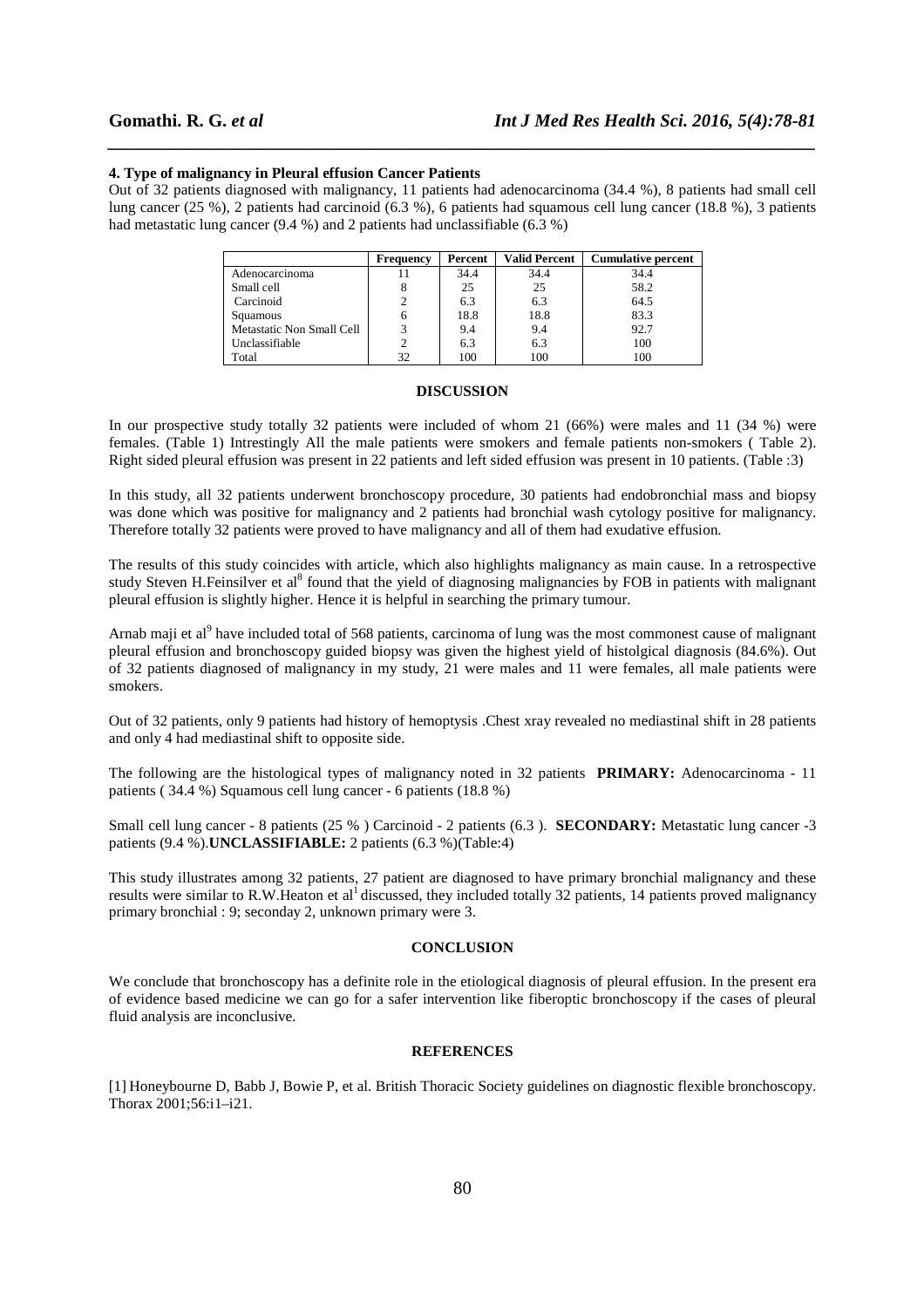### 4. Type of malignancy in Pleural effusion Cancer Patients

Out of 32 patients diagnosed with malignancy, 11 patients had adenocarcinoma (34.4 %), 8 patients had small cell lung cancer (25 %), 2 patients had carcinoid (6.3 %), 6 patients had squamous cell lung cancer (18.8 %), 3 patients had metastatic lung cancer (9.4 %) and 2 patients had unclassifiable (6.3 %)

| | Frequency | Percent | Valid Percent | Cumulative percent |
|---|---|---|---|---|
| Adenocarcinoma | 11 | 34.4 | 34.4 | 34.4 |
| Small cell | 8 | 25 | 25 | 58.2 |
| Carcinoid | 2 | 6.3 | 6.3 | 64.5 |
| Squamous | 6 | 18.8 | 18.8 | 83.3 |
| Metastatic Non Small Cell | 3 | 9.4 | 9.4 | 92.7 |
| Unclassifiable | 2 | 6.3 | 6.3 | 100 |
| Total | 32 | 100 | 100 | 100 |

## DISCUSSION

In our prospective study totally 32 patients were included of whom 21 (66%) were males and 11 (34 %) were females. (Table 1) Intrestingly All the male patients were smokers and female patients non-smokers ( Table 2). Right sided pleural effusion was present in 22 patients and left sided effusion was present in 10 patients. (Table :3)

In this study, all 32 patients underwent bronchoscopy procedure, 30 patients had endobronchial mass and biopsy was done which was positive for malignancy and 2 patients had bronchial wash cytology positive for malignancy. Therefore totally 32 patients were proved to have malignancy and all of them had exudative effusion.

The results of this study coincides with article, which also highlights malignancy as main cause. In a retrospective study Steven H.Feinsilver et al[8] found that the yield of diagnosing malignancies by FOB in patients with malignant pleural effusion is slightly higher. Hence it is helpful in searching the primary tumour.

Arnab maji et al[9] have included total of 568 patients, carcinoma of lung was the most commonest cause of malignant pleural effusion and bronchoscopy guided biopsy was given the highest yield of histolgical diagnosis (84.6%). Out of 32 patients diagnosed of malignancy in my study, 21 were males and 11 were females, all male patients were smokers.

Out of 32 patients, only 9 patients had history of hemoptysis .Chest xray revealed no mediastinal shift in 28 patients and only 4 had mediastinal shift to opposite side.

The following are the histological types of malignancy noted in 32 patients **PRIMARY:** Adenocarcinoma - 11 patients ( 34.4 %) Squamous cell lung cancer - 6 patients (18.8 %)

Small cell lung cancer - 8 patients (25 % ) Carcinoid - 2 patients (6.3 ). **SECONDARY:** Metastatic lung cancer -3 patients (9.4 %).**UNCLASSIFIABLE:** 2 patients (6.3 %)(Table:4)

This study illustrates among 32 patients, 27 patient are diagnosed to have primary bronchial malignancy and these results were similar to R.W.Heaton et al[1] discussed, they included totally 32 patients, 14 patients proved malignancy primary bronchial : 9; seconday 2, unknown primary were 3.

## CONCLUSION

We conclude that bronchoscopy has a definite role in the etiological diagnosis of pleural effusion. In the present era of evidence based medicine we can go for a safer intervention like fiberoptic bronchoscopy if the cases of pleural fluid analysis are inconclusive.

## REFERENCES

[1] Honeybourne D, Babb J, Bowie P, et al. British Thoracic Society guidelines on diagnostic flexible bronchoscopy. Thorax 2001;56:i1–i21.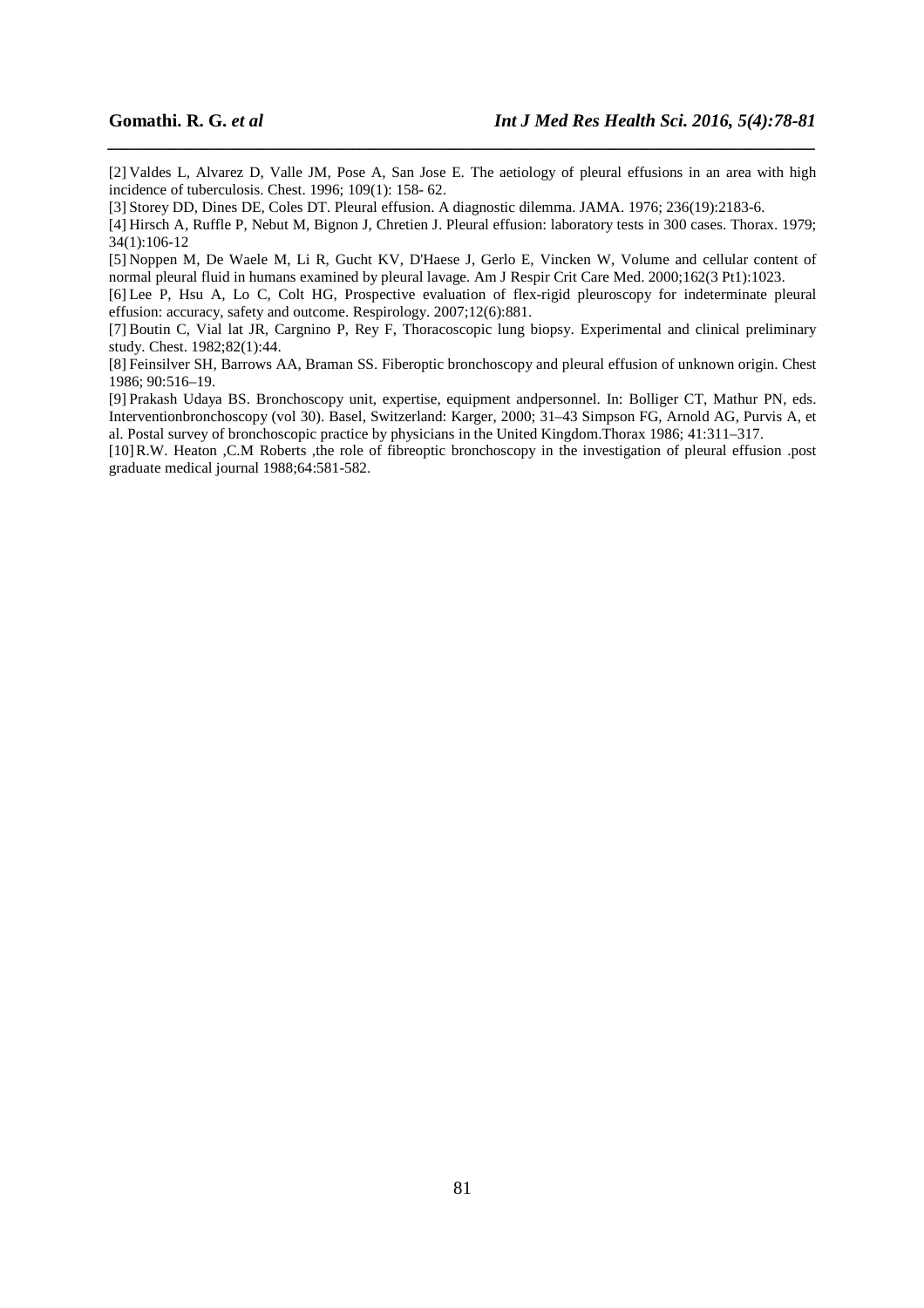[2] Valdes L, Alvarez D, Valle JM, Pose A, San Jose E. The aetiology of pleural effusions in an area with high incidence of tuberculosis. Chest. 1996; 109(1): 158- 62.

[3] Storey DD, Dines DE, Coles DT. Pleural effusion. A diagnostic dilemma. JAMA. 1976; 236(19):2183-6.

[4] Hirsch A, Ruffle P, Nebut M, Bignon J, Chretien J. Pleural effusion: laboratory tests in 300 cases. Thorax. 1979; 34(1):106-12

[5] Noppen M, De Waele M, Li R, Gucht KV, D'Haese J, Gerlo E, Vincken W, Volume and cellular content of normal pleural fluid in humans examined by pleural lavage. Am J Respir Crit Care Med. 2000;162(3 Pt1):1023.

[6] Lee P, Hsu A, Lo C, Colt HG, Prospective evaluation of flex-rigid pleuroscopy for indeterminate pleural effusion: accuracy, safety and outcome. Respirology. 2007;12(6):881.

[7] Boutin C, Vial lat JR, Cargnino P, Rey F, Thoracoscopic lung biopsy. Experimental and clinical preliminary study. Chest. 1982;82(1):44.

[8] Feinsilver SH, Barrows AA, Braman SS. Fiberoptic bronchoscopy and pleural effusion of unknown origin. Chest 1986; 90:516–19.

[9] Prakash Udaya BS. Bronchoscopy unit, expertise, equipment andpersonnel. In: Bolliger CT, Mathur PN, eds. Interventionbronchoscopy (vol 30). Basel, Switzerland: Karger, 2000; 31–43 Simpson FG, Arnold AG, Purvis A, et al. Postal survey of bronchoscopic practice by physicians in the United Kingdom.Thorax 1986; 41:311–317.

[10] R.W. Heaton ,C.M Roberts ,the role of fibreoptic bronchoscopy in the investigation of pleural effusion .post graduate medical journal 1988;64:581-582.